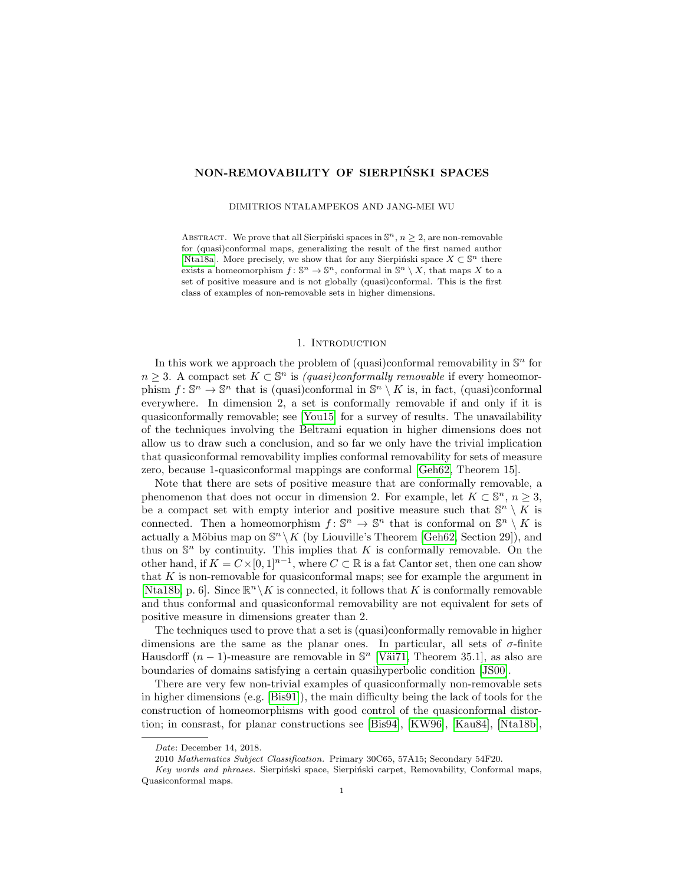# NON-REMOVABILITY OF SIERPIŃSKI SPACES

DIMITRIOS NTALAMPEKOS AND JANG-MEI WU

ABSTRACT. We prove that all Sierpiński spaces in $\mathbb{S}^n$, $n \geq 2$, are non-removable for (quasi)conformal maps, generalizing the result of the first named author [Nta18a]. More precisely, we show that for any Sierpiński space $X \subset \mathbb{S}^n$ there exists a homeomorphism $f : \mathbb{S}^n \to \mathbb{S}^n$, conformal in $\mathbb{S}^n \setminus X$, that maps $X$ to a set of positive measure and is not globally (quasi)conformal. This is the first class of examples of non-removable sets in higher dimensions.

## 1. Introduction

In this work we approach the problem of (quasi)conformal removability in $\mathbb{S}^n$ for $n \geq 3$. A compact set $K \subset \mathbb{S}^n$ is *(quasi)conformally removable* if every homeomorphism $f : \mathbb{S}^n \to \mathbb{S}^n$ that is (quasi)conformal in $\mathbb{S}^n \setminus K$ is, in fact, (quasi)conformal everywhere. In dimension 2, a set is conformally removable if and only if it is quasiconformally removable; see [You15] for a survey of results. The unavailability of the techniques involving the Beltrami equation in higher dimensions does not allow us to draw such a conclusion, and so far we only have the trivial implication that quasiconformal removability implies conformal removability for sets of measure zero, because 1-quasiconformal mappings are conformal [Geh62, Theorem 15].

Note that there are sets of positive measure that are conformally removable, a phenomenon that does not occur in dimension 2. For example, let $K \subset \mathbb{S}^n$, $n \geq 3$, be a compact set with empty interior and positive measure such that $\mathbb{S}^n \setminus K$ is connected. Then a homeomorphism $f : \mathbb{S}^n \to \mathbb{S}^n$ that is conformal on $\mathbb{S}^n \setminus K$ is actually a Möbius map on $\mathbb{S}^n \setminus K$ (by Liouville's Theorem [Geh62, Section 29]), and thus on $\mathbb{S}^n$ by continuity. This implies that $K$ is conformally removable. On the other hand, if $K = C \times [0,1]^{n-1}$, where $C \subset \mathbb{R}$ is a fat Cantor set, then one can show that $K$ is non-removable for quasiconformal maps; see for example the argument in [Nta18b, p. 6]. Since $\mathbb{R}^n \setminus K$ is connected, it follows that $K$ is conformally removable and thus conformal and quasiconformal removability are not equivalent for sets of positive measure in dimensions greater than 2.

The techniques used to prove that a set is (quasi)conformally removable in higher dimensions are the same as the planar ones. In particular, all sets of $\sigma$-finite Hausdorff $(n-1)$-measure are removable in $\mathbb{S}^n$ [Väi71, Theorem 35.1], as also are boundaries of domains satisfying a certain quasihyperbolic condition [JS00].

There are very few non-trivial examples of quasiconformally non-removable sets in higher dimensions (e.g. [Bis91]), the main difficulty being the lack of tools for the construction of homeomorphisms with good control of the quasiconformal distortion; in consrast, for planar constructions see [Bis94], [KW96], [Kau84], [Nta18b],

*Date*: December 14, 2018.

2010 *Mathematics Subject Classification.* Primary 30C65, 57A15; Secondary 54F20.

*Key words and phrases.* Sierpiński space, Sierpiński carpet, Removability, Conformal maps, Quasiconformal maps.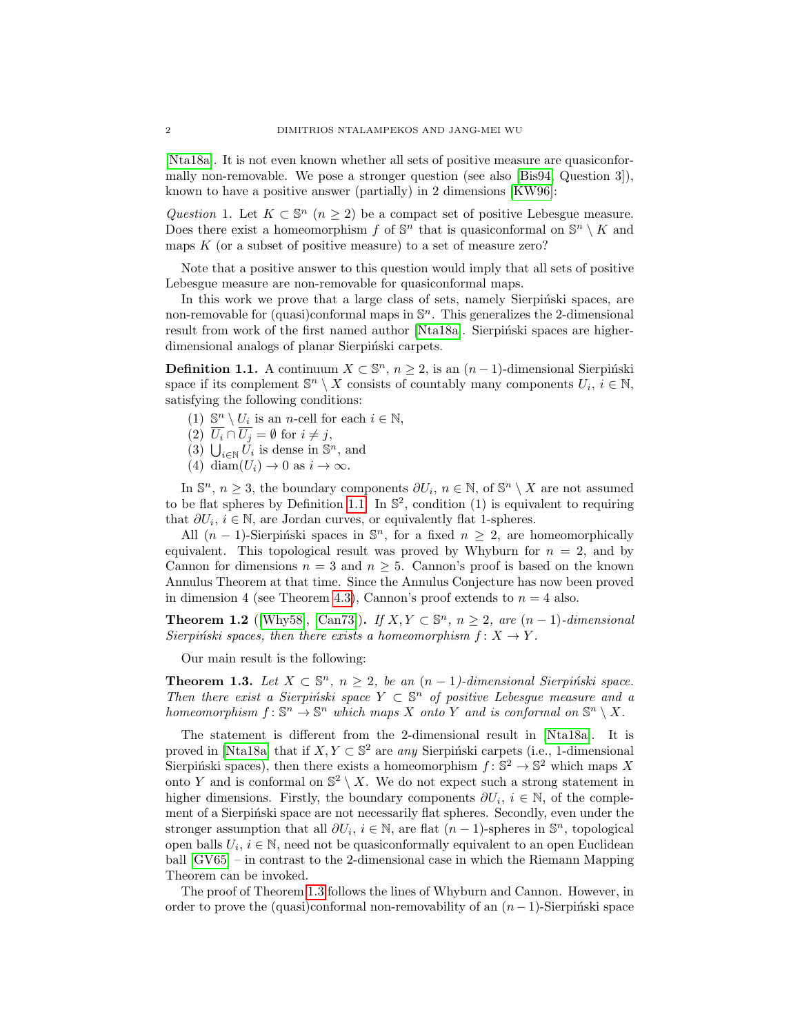[Nta18a]. It is not even known whether all sets of positive measure are quasiconformally non-removable. We pose a stronger question (see also [Bis94, Question 3]), known to have a positive answer (partially) in 2 dimensions [KW96]:

*Question* 1. Let $K \subset \mathbb{S}^n$ $(n \geq 2)$ be a compact set of positive Lebesgue measure. Does there exist a homeomorphism $f$ of $\mathbb{S}^n$ that is quasiconformal on $\mathbb{S}^n \setminus K$ and maps $K$ (or a subset of positive measure) to a set of measure zero?

Note that a positive answer to this question would imply that all sets of positive Lebesgue measure are non-removable for quasiconformal maps.

In this work we prove that a large class of sets, namely Sierpiński spaces, are non-removable for (quasi)conformal maps in $\mathbb{S}^n$. This generalizes the 2-dimensional result from work of the first named author [Nta18a]. Sierpiński spaces are higher-dimensional analogs of planar Sierpiński carpets.

**Definition 1.1.** A continuum $X \subset \mathbb{S}^n$, $n \geq 2$, is an $(n-1)$-dimensional Sierpiński space if its complement $\mathbb{S}^n \setminus X$ consists of countably many components $U_i$, $i \in \mathbb{N}$, satisfying the following conditions:

1. $\mathbb{S}^n \setminus U_i$ is an $n$-cell for each $i \in \mathbb{N}$,
2. $\overline{U_i} \cap \overline{U_j} = \emptyset$ for $i \neq j$,
3. $\bigcup_{i\in\mathbb{N}} U_i$ is dense in $\mathbb{S}^n$, and
4. $\operatorname{diam}(U_i) \to 0$ as $i \to \infty$.

In $\mathbb{S}^n$, $n \geq 3$, the boundary components $\partial U_i$, $n \in \mathbb{N}$, of $\mathbb{S}^n \setminus X$ are not assumed to be flat spheres by Definition 1.1. In $\mathbb{S}^2$, condition (1) is equivalent to requiring that $\partial U_i$, $i \in \mathbb{N}$, are Jordan curves, or equivalently flat 1-spheres.

All $(n-1)$-Sierpiński spaces in $\mathbb{S}^n$, for a fixed $n \geq 2$, are homeomorphically equivalent. This topological result was proved by Whyburn for $n = 2$, and by Cannon for dimensions $n = 3$ and $n \geq 5$. Cannon's proof is based on the known Annulus Theorem at that time. Since the Annulus Conjecture has now been proved in dimension 4 (see Theorem 4.3), Cannon's proof extends to $n = 4$ also.

**Theorem 1.2** ([Why58], [Can73])**.** *If $X, Y \subset \mathbb{S}^n$, $n \geq 2$, are $(n-1)$-dimensional Sierpiński spaces, then there exists a homeomorphism $f\colon X \to Y$.*

Our main result is the following:

**Theorem 1.3.** *Let $X \subset \mathbb{S}^n$, $n \geq 2$, be an $(n-1)$-dimensional Sierpiński space. Then there exist a Sierpiński space $Y \subset \mathbb{S}^n$ of positive Lebesgue measure and a homeomorphism $f\colon \mathbb{S}^n \to \mathbb{S}^n$ which maps $X$ onto $Y$ and is conformal on $\mathbb{S}^n \setminus X$.*

The statement is different from the 2-dimensional result in [Nta18a]. It is proved in [Nta18a] that if $X, Y \subset \mathbb{S}^2$ are *any* Sierpiński carpets (i.e., 1-dimensional Sierpiński spaces), then there exists a homeomorphism $f\colon \mathbb{S}^2 \to \mathbb{S}^2$ which maps $X$ onto $Y$ and is conformal on $\mathbb{S}^2 \setminus X$. We do not expect such a strong statement in higher dimensions. Firstly, the boundary components $\partial U_i$, $i \in \mathbb{N}$, of the complement of a Sierpiński space are not necessarily flat spheres. Secondly, even under the stronger assumption that all $\partial U_i$, $i \in \mathbb{N}$, are flat $(n-1)$-spheres in $\mathbb{S}^n$, topological open balls $U_i$, $i \in \mathbb{N}$, need not be quasiconformally equivalent to an open Euclidean ball [GV65] – in contrast to the 2-dimensional case in which the Riemann Mapping Theorem can be invoked.

The proof of Theorem 1.3 follows the lines of Whyburn and Cannon. However, in order to prove the (quasi)conformal non-removability of an $(n-1)$-Sierpiński space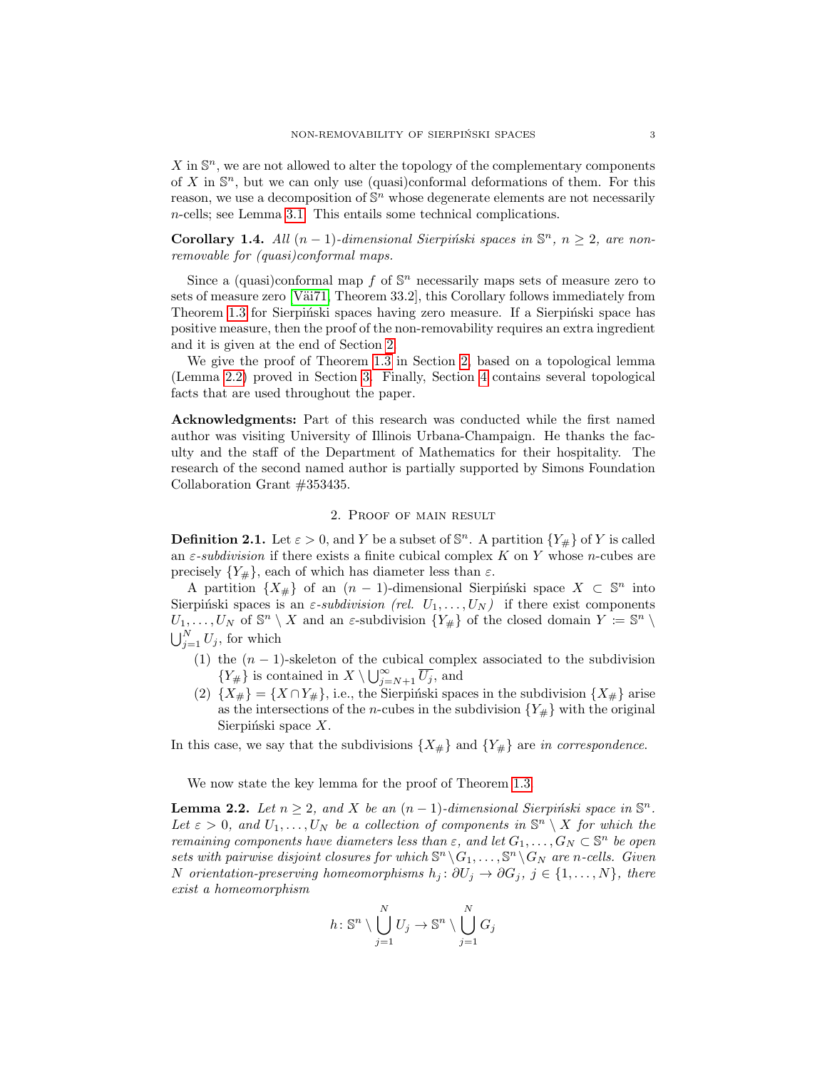$X$ in $\mathbb{S}^n$, we are not allowed to alter the topology of the complementary components of $X$ in $\mathbb{S}^n$, but we can only use (quasi)conformal deformations of them. For this reason, we use a decomposition of $\mathbb{S}^n$ whose degenerate elements are not necessarily $n$-cells; see Lemma 3.1. This entails some technical complications.

**Corollary 1.4.** *All $(n-1)$-dimensional Sierpiński spaces in $\mathbb{S}^n$, $n \geq 2$, are non-removable for (quasi)conformal maps.*

Since a (quasi)conformal map $f$ of $\mathbb{S}^n$ necessarily maps sets of measure zero to sets of measure zero [Väi71, Theorem 33.2], this Corollary follows immediately from Theorem 1.3 for Sierpiński spaces having zero measure. If a Sierpiński space has positive measure, then the proof of the non-removability requires an extra ingredient and it is given at the end of Section 2.

We give the proof of Theorem 1.3 in Section 2, based on a topological lemma (Lemma 2.2) proved in Section 3. Finally, Section 4 contains several topological facts that are used throughout the paper.

**Acknowledgments:** Part of this research was conducted while the first named author was visiting University of Illinois Urbana-Champaign. He thanks the faculty and the staff of the Department of Mathematics for their hospitality. The research of the second named author is partially supported by Simons Foundation Collaboration Grant #353435.

## 2. Proof of main result

**Definition 2.1.** Let $\varepsilon > 0$, and $Y$ be a subset of $\mathbb{S}^n$. A partition $\{Y_\#\}$ of $Y$ is called an *$\varepsilon$-subdivision* if there exists a finite cubical complex $K$ on $Y$ whose $n$-cubes are precisely $\{Y_\#\}$, each of which has diameter less than $\varepsilon$.

A partition $\{X_\#\}$ of an $(n-1)$-dimensional Sierpiński space $X \subset \mathbb{S}^n$ into Sierpiński spaces is an *$\varepsilon$-subdivision (rel. $U_1, \dots, U_N$)* if there exist components $U_1, \dots, U_N$ of $\mathbb{S}^n \setminus X$ and an $\varepsilon$-subdivision $\{Y_\#\}$ of the closed domain $Y := \mathbb{S}^n \setminus \bigcup_{j=1}^N U_j$, for which

1. the $(n-1)$-skeleton of the cubical complex associated to the subdivision $\{Y_\#\}$ is contained in $X \setminus \bigcup_{j=N+1}^\infty \overline{U_j}$, and
2. $\{X_\#\} = \{X \cap Y_\#\}$, i.e., the Sierpiński spaces in the subdivision $\{X_\#\}$ arise as the intersections of the $n$-cubes in the subdivision $\{Y_\#\}$ with the original Sierpiński space $X$.

In this case, we say that the subdivisions $\{X_\#\}$ and $\{Y_\#\}$ are *in correspondence*.

We now state the key lemma for the proof of Theorem 1.3.

**Lemma 2.2.** *Let $n \geq 2$, and $X$ be an $(n-1)$-dimensional Sierpiński space in $\mathbb{S}^n$. Let $\varepsilon > 0$, and $U_1, \dots, U_N$ be a collection of components in $\mathbb{S}^n \setminus X$ for which the remaining components have diameters less than $\varepsilon$, and let $G_1, \dots, G_N \subset \mathbb{S}^n$ be open sets with pairwise disjoint closures for which $\mathbb{S}^n \setminus G_1, \dots, \mathbb{S}^n \setminus G_N$ are $n$-cells. Given $N$ orientation-preserving homeomorphisms $h_j \colon \partial U_j \to \partial G_j$, $j \in \{1, \dots, N\}$, there exist a homeomorphism*

$$h \colon \mathbb{S}^n \setminus \bigcup_{j=1}^N U_j \to \mathbb{S}^n \setminus \bigcup_{j=1}^N G_j$$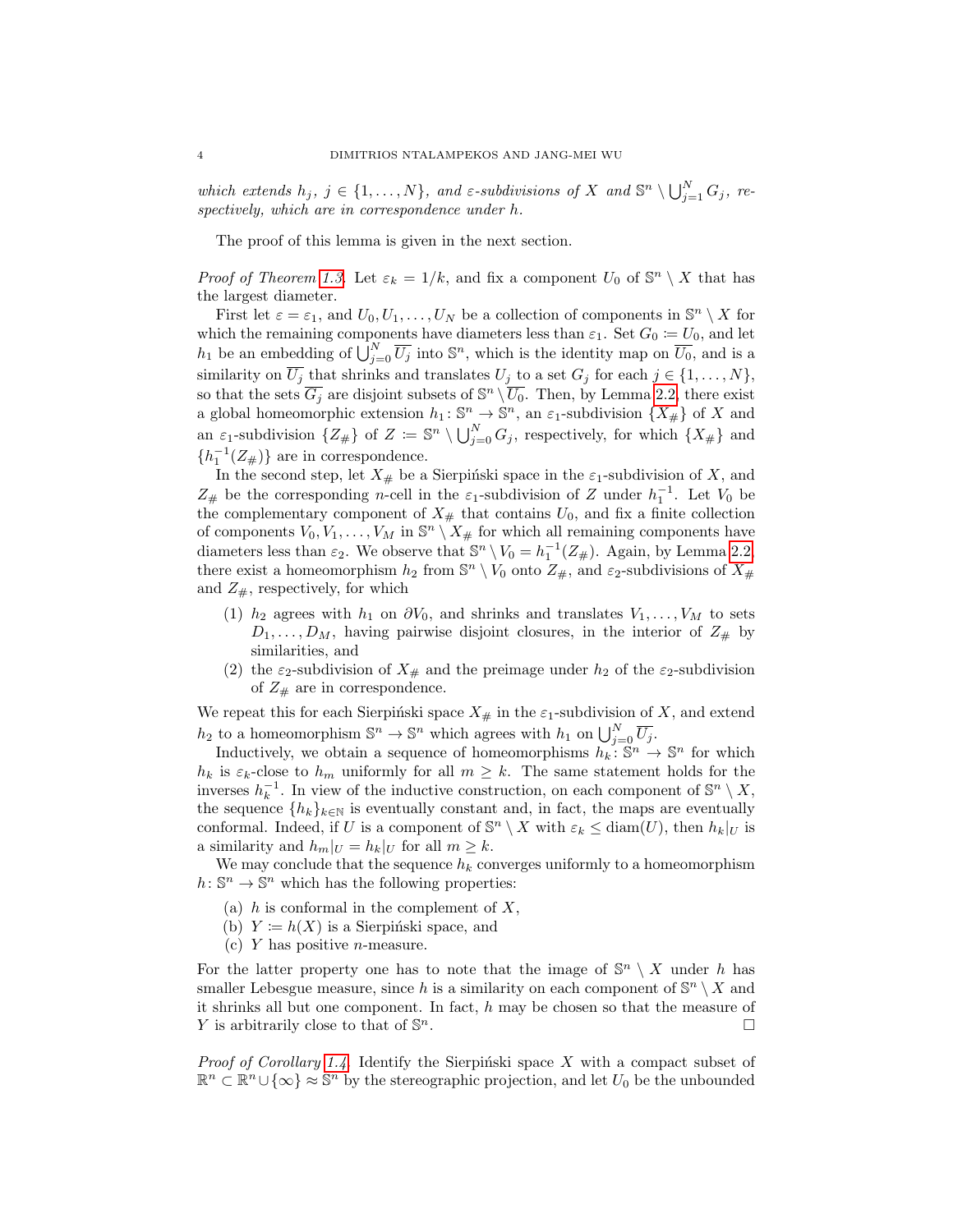*which extends $h_j$, $j \in \{1, \dots, N\}$, and $\varepsilon$-subdivisions of $X$ and $\mathbb{S}^n \setminus \bigcup_{j=1}^N G_j$, respectively, which are in correspondence under $h$.*

The proof of this lemma is given in the next section.

*Proof of Theorem 1.3.* Let $\varepsilon_k = 1/k$, and fix a component $U_0$ of $\mathbb{S}^n \setminus X$ that has the largest diameter.

First let $\varepsilon = \varepsilon_1$, and $U_0, U_1, \dots, U_N$ be a collection of components in $\mathbb{S}^n \setminus X$ for which the remaining components have diameters less than $\varepsilon_1$. Set $G_0 \coloneqq U_0$, and let $h_1$ be an embedding of $\bigcup_{j=0}^N \overline{U_j}$ into $\mathbb{S}^n$, which is the identity map on $\overline{U_0}$, and is a similarity on $\overline{U_j}$ that shrinks and translates $U_j$ to a set $G_j$ for each $j \in \{1, \dots, N\}$, so that the sets $\overline{G_j}$ are disjoint subsets of $\mathbb{S}^n \setminus \overline{U_0}$. Then, by Lemma 2.2, there exist a global homeomorphic extension $h_1 \colon \mathbb{S}^n \to \mathbb{S}^n$, an $\varepsilon_1$-subdivision $\{X_\#\}$ of $X$ and an $\varepsilon_1$-subdivision $\{Z_\#\}$ of $Z \coloneqq \mathbb{S}^n \setminus \bigcup_{j=0}^N G_j$, respectively, for which $\{X_\#\}$ and $\{h_1^{-1}(Z_\#)\}$ are in correspondence.

In the second step, let $X_\#$ be a Sierpiński space in the $\varepsilon_1$-subdivision of $X$, and $Z_\#$ be the corresponding $n$-cell in the $\varepsilon_1$-subdivision of $Z$ under $h_1^{-1}$. Let $V_0$ be the complementary component of $X_\#$ that contains $U_0$, and fix a finite collection of components $V_0, V_1, \dots, V_M$ in $\mathbb{S}^n \setminus X_\#$ for which all remaining components have diameters less than $\varepsilon_2$. We observe that $\mathbb{S}^n \setminus V_0 = h_1^{-1}(Z_\#)$. Again, by Lemma 2.2, there exist a homeomorphism $h_2$ from $\mathbb{S}^n \setminus V_0$ onto $Z_\#$, and $\varepsilon_2$-subdivisions of $X_\#$ and $Z_\#$, respectively, for which

1. $h_2$ agrees with $h_1$ on $\partial V_0$, and shrinks and translates $V_1, \dots, V_M$ to sets $D_1, \dots, D_M$, having pairwise disjoint closures, in the interior of $Z_\#$ by similarities, and
2. the $\varepsilon_2$-subdivision of $X_\#$ and the preimage under $h_2$ of the $\varepsilon_2$-subdivision of $Z_\#$ are in correspondence.

We repeat this for each Sierpiński space $X_\#$ in the $\varepsilon_1$-subdivision of $X$, and extend $h_2$ to a homeomorphism $\mathbb{S}^n \to \mathbb{S}^n$ which agrees with $h_1$ on $\bigcup_{j=0}^N \overline{U_j}$.

Inductively, we obtain a sequence of homeomorphisms $h_k \colon \mathbb{S}^n \to \mathbb{S}^n$ for which $h_k$ is $\varepsilon_k$-close to $h_m$ uniformly for all $m \geq k$. The same statement holds for the inverses $h_k^{-1}$. In view of the inductive construction, on each component of $\mathbb{S}^n \setminus X$, the sequence $\{h_k\}_{k \in \mathbb{N}}$ is eventually constant and, in fact, the maps are eventually conformal. Indeed, if $U$ is a component of $\mathbb{S}^n \setminus X$ with $\varepsilon_k \leq \operatorname{diam}(U)$, then $h_k|_U$ is a similarity and $h_m|_U = h_k|_U$ for all $m \geq k$.

We may conclude that the sequence $h_k$ converges uniformly to a homeomorphism $h \colon \mathbb{S}^n \to \mathbb{S}^n$ which has the following properties:

(a) $h$ is conformal in the complement of $X$,
(b) $Y \coloneqq h(X)$ is a Sierpiński space, and
(c) $Y$ has positive $n$-measure.

For the latter property one has to note that the image of $\mathbb{S}^n \setminus X$ under $h$ has smaller Lebesgue measure, since $h$ is a similarity on each component of $\mathbb{S}^n \setminus X$ and it shrinks all but one component. In fact, $h$ may be chosen so that the measure of $Y$ is arbitrarily close to that of $\mathbb{S}^n$. ☐

*Proof of Corollary 1.4.* Identify the Sierpiński space $X$ with a compact subset of $\mathbb{R}^n \subset \mathbb{R}^n \cup \{\infty\} \approx \mathbb{S}^n$ by the stereographic projection, and let $U_0$ be the unbounded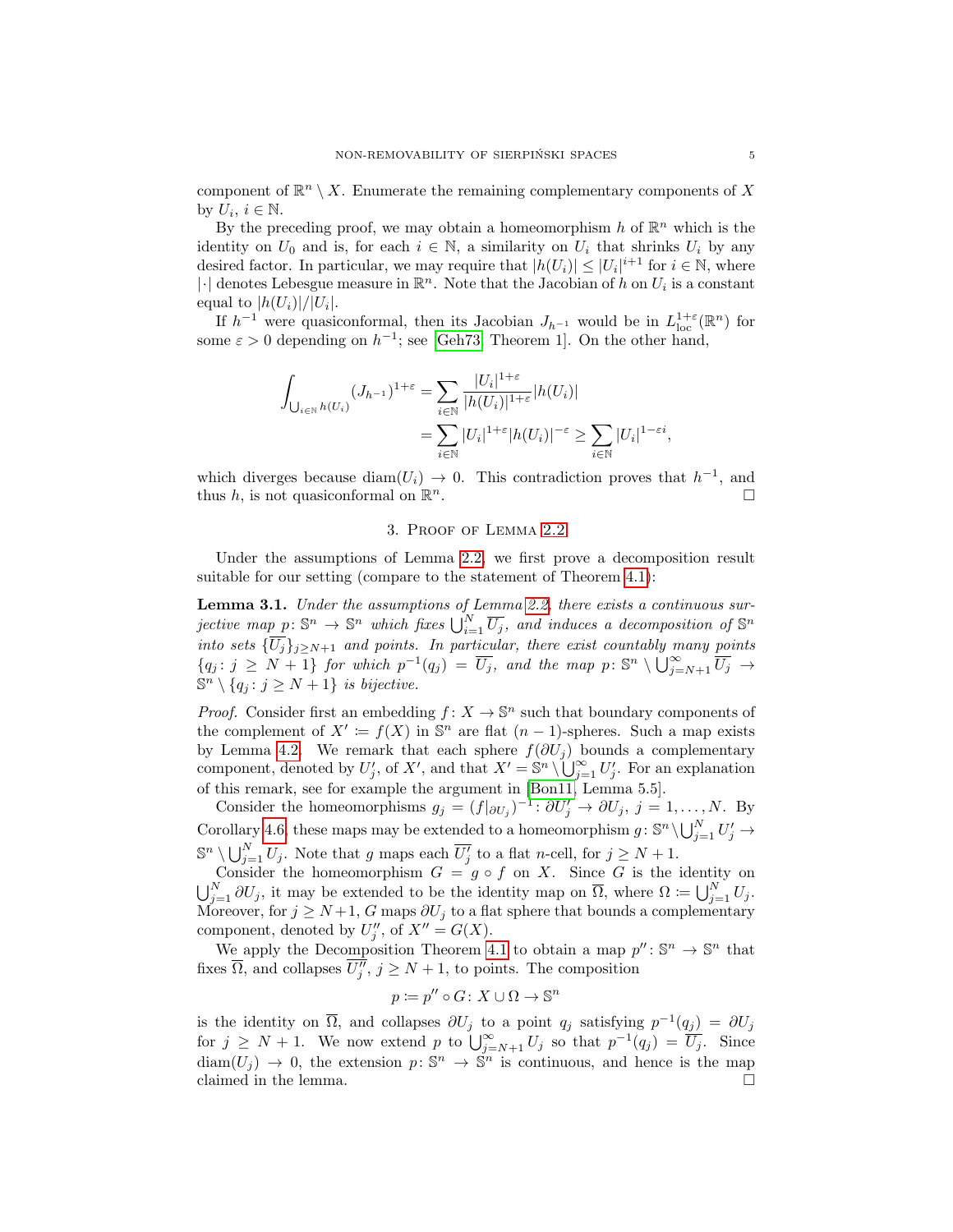component of $\mathbb{R}^n \setminus X$. Enumerate the remaining complementary components of $X$ by $U_i$, $i \in \mathbb{N}$.

By the preceding proof, we may obtain a homeomorphism $h$ of $\mathbb{R}^n$ which is the identity on $U_0$ and is, for each $i \in \mathbb{N}$, a similarity on $U_i$ that shrinks $U_i$ by any desired factor. In particular, we may require that $|h(U_i)| \leq |U_i|^{i+1}$ for $i \in \mathbb{N}$, where $|\cdot|$ denotes Lebesgue measure in $\mathbb{R}^n$. Note that the Jacobian of $h$ on $U_i$ is a constant equal to $|h(U_i)|/|U_i|$.

If $h^{-1}$ were quasiconformal, then its Jacobian $J_{h^{-1}}$ would be in $L^{1+\varepsilon}_{\mathrm{loc}}(\mathbb{R}^n)$ for some $\varepsilon > 0$ depending on $h^{-1}$; see [Geh73, Theorem 1]. On the other hand,

$$\begin{aligned}\int_{\bigcup_{i\in\mathbb{N}} h(U_i)} (J_{h^{-1}})^{1+\varepsilon} &= \sum_{i\in\mathbb{N}} \frac{|U_i|^{1+\varepsilon}}{|h(U_i)|^{1+\varepsilon}} |h(U_i)| \\ &= \sum_{i\in\mathbb{N}} |U_i|^{1+\varepsilon} |h(U_i)|^{-\varepsilon} \geq \sum_{i\in\mathbb{N}} |U_i|^{1-\varepsilon i},\end{aligned}$$

which diverges because $\operatorname{diam}(U_i) \to 0$. This contradiction proves that $h^{-1}$, and thus $h$, is not quasiconformal on $\mathbb{R}^n$. □

## 3. Proof of Lemma 2.2

Under the assumptions of Lemma 2.2, we first prove a decomposition result suitable for our setting (compare to the statement of Theorem 4.1):

**Lemma 3.1.** *Under the assumptions of Lemma 2.2, there exists a continuous surjective map $p\colon \mathbb{S}^n \to \mathbb{S}^n$ which fixes $\bigcup_{i=1}^N \overline{U_j}$, and induces a decomposition of $\mathbb{S}^n$ into sets $\{\overline{U_j}\}_{j\geq N+1}$ and points. In particular, there exist countably many points $\{q_j : j \geq N+1\}$ for which $p^{-1}(q_j) = \overline{U_j}$, and the map $p\colon \mathbb{S}^n \setminus \bigcup_{j=N+1}^\infty \overline{U_j} \to \mathbb{S}^n \setminus \{q_j : j \geq N+1\}$ is bijective.*

*Proof.* Consider first an embedding $f\colon X \to \mathbb{S}^n$ such that boundary components of the complement of $X' \coloneqq f(X)$ in $\mathbb{S}^n$ are flat $(n-1)$-spheres. Such a map exists by Lemma 4.2. We remark that each sphere $f(\partial U_j)$ bounds a complementary component, denoted by $U'_j$, of $X'$, and that $X' = \mathbb{S}^n \setminus \bigcup_{j=1}^\infty U'_j$. For an explanation of this remark, see for example the argument in [Bon11, Lemma 5.5].

Consider the homeomorphisms $g_j = (f|_{\partial U_j})^{-1}\colon \partial U'_j \to \partial U_j$, $j = 1, \dots, N$. By Corollary 4.6, these maps may be extended to a homeomorphism $g\colon \mathbb{S}^n \setminus \bigcup_{j=1}^N U'_j \to \mathbb{S}^n \setminus \bigcup_{j=1}^N U_j$. Note that $g$ maps each $\overline{U'_j}$ to a flat $n$-cell, for $j \geq N+1$.

Consider the homeomorphism $G = g \circ f$ on $X$. Since $G$ is the identity on $\bigcup_{j=1}^N \partial U_j$, it may be extended to be the identity map on $\overline{\Omega}$, where $\Omega \coloneqq \bigcup_{j=1}^N U_j$. Moreover, for $j \geq N+1$, $G$ maps $\partial U_j$ to a flat sphere that bounds a complementary component, denoted by $U''_j$, of $X'' = G(X)$.

We apply the Decomposition Theorem 4.1 to obtain a map $p''\colon \mathbb{S}^n \to \mathbb{S}^n$ that fixes $\overline{\Omega}$, and collapses $\overline{U''_j}$, $j \geq N+1$, to points. The composition

$$p \coloneqq p'' \circ G \colon X \cup \Omega \to \mathbb{S}^n$$

is the identity on $\overline{\Omega}$, and collapses $\partial U_j$ to a point $q_j$ satisfying $p^{-1}(q_j) = \partial U_j$ for $j \geq N+1$. We now extend $p$ to $\bigcup_{j=N+1}^\infty U_j$ so that $p^{-1}(q_j) = \overline{U_j}$. Since $\operatorname{diam}(U_j) \to 0$, the extension $p\colon \mathbb{S}^n \to \mathbb{S}^n$ is continuous, and hence is the map claimed in the lemma. □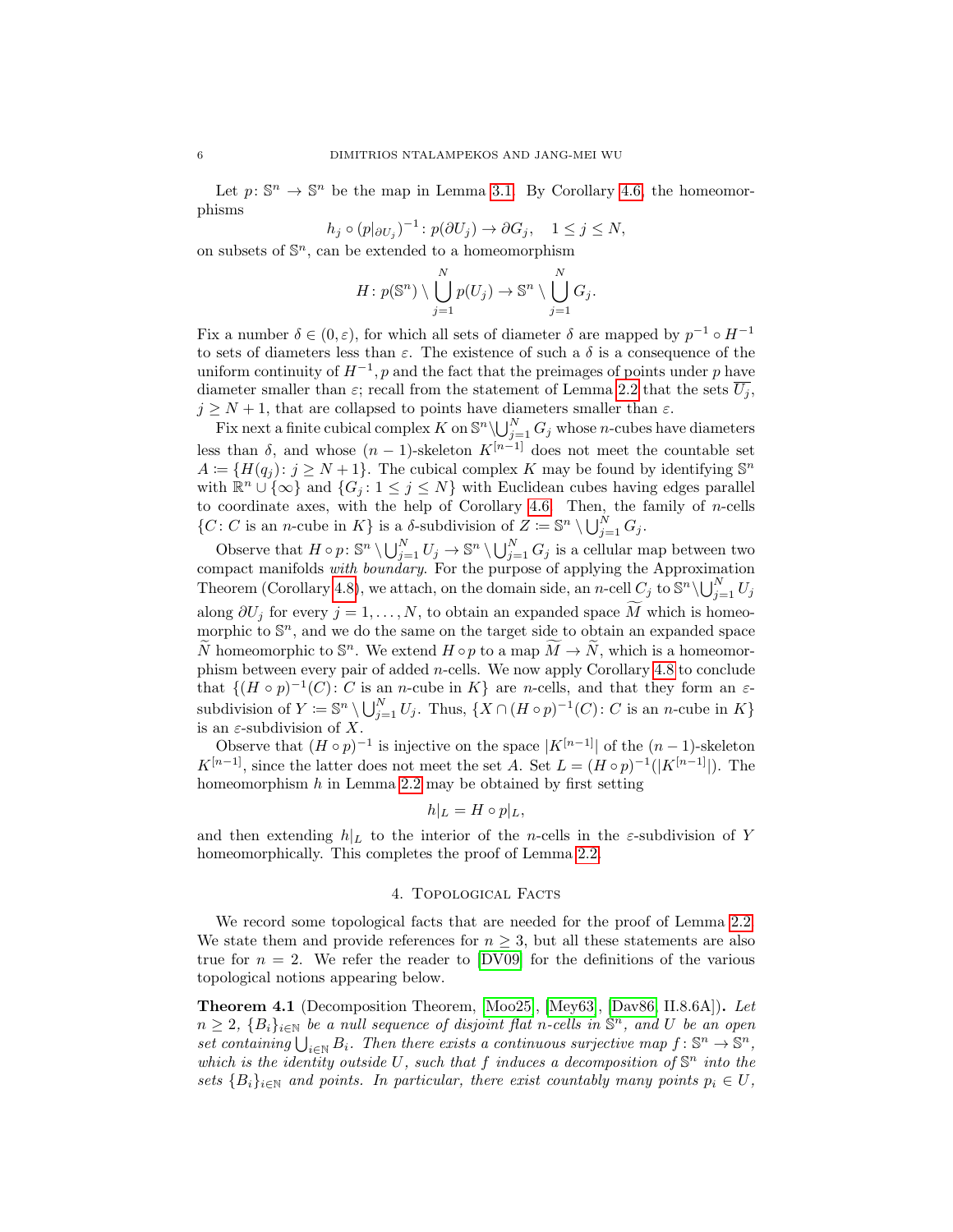Let $p\colon \mathbb{S}^n \to \mathbb{S}^n$ be the map in Lemma 3.1. By Corollary 4.6, the homeomorphisms

$$h_j \circ (p|_{\partial U_j})^{-1} \colon p(\partial U_j) \to \partial G_j, \quad 1 \leq j \leq N,$$

on subsets of $\mathbb{S}^n$, can be extended to a homeomorphism

$$H\colon p(\mathbb{S}^n) \setminus \bigcup_{j=1}^N p(U_j) \to \mathbb{S}^n \setminus \bigcup_{j=1}^N G_j.$$

Fix a number $\delta \in (0, \varepsilon)$, for which all sets of diameter $\delta$ are mapped by $p^{-1} \circ H^{-1}$ to sets of diameters less than $\varepsilon$. The existence of such a $\delta$ is a consequence of the uniform continuity of $H^{-1}, p$ and the fact that the preimages of points under $p$ have diameter smaller than $\varepsilon$; recall from the statement of Lemma 2.2 that the sets $\overline{U_j}$, $j \geq N+1$, that are collapsed to points have diameters smaller than $\varepsilon$.

Fix next a finite cubical complex $K$ on $\mathbb{S}^n \setminus \bigcup_{j=1}^N G_j$ whose $n$-cubes have diameters less than $\delta$, and whose $(n-1)$-skeleton $K^{[n-1]}$ does not meet the countable set $A \coloneqq \{H(q_j) \colon j \geq N+1\}$. The cubical complex $K$ may be found by identifying $\mathbb{S}^n$ with $\mathbb{R}^n \cup \{\infty\}$ and $\{G_j \colon 1 \leq j \leq N\}$ with Euclidean cubes having edges parallel to coordinate axes, with the help of Corollary 4.6. Then, the family of $n$-cells $\{C \colon C \text{ is an } n\text{-cube in } K\}$ is a $\delta$-subdivision of $Z \coloneqq \mathbb{S}^n \setminus \bigcup_{j=1}^N G_j$.

Observe that $H \circ p \colon \mathbb{S}^n \setminus \bigcup_{j=1}^N U_j \to \mathbb{S}^n \setminus \bigcup_{j=1}^N G_j$ is a cellular map between two compact manifolds *with boundary*. For the purpose of applying the Approximation Theorem (Corollary 4.8), we attach, on the domain side, an $n$-cell $C_j$ to $\mathbb{S}^n \setminus \bigcup_{j=1}^N U_j$ along $\partial U_j$ for every $j = 1, \dots, N$, to obtain an expanded space $\widetilde{M}$ which is homeomorphic to $\mathbb{S}^n$, and we do the same on the target side to obtain an expanded space $\widetilde{N}$ homeomorphic to $\mathbb{S}^n$. We extend $H \circ p$ to a map $\widetilde{M} \to \widetilde{N}$, which is a homeomorphism between every pair of added $n$-cells. We now apply Corollary 4.8 to conclude that $\{(H \circ p)^{-1}(C) \colon C \text{ is an } n\text{-cube in } K\}$ are $n$-cells, and that they form an $\varepsilon$-subdivision of $Y \coloneqq \mathbb{S}^n \setminus \bigcup_{j=1}^N U_j$. Thus, $\{X \cap (H \circ p)^{-1}(C) \colon C \text{ is an } n\text{-cube in } K\}$ is an $\varepsilon$-subdivision of $X$.

Observe that $(H \circ p)^{-1}$ is injective on the space $|K^{[n-1]}|$ of the $(n-1)$-skeleton $K^{[n-1]}$, since the latter does not meet the set $A$. Set $L = (H \circ p)^{-1}(|K^{[n-1]}|)$. The homeomorphism $h$ in Lemma 2.2 may be obtained by first setting

$$h|_L = H \circ p|_L,$$

and then extending $h|_L$ to the interior of the $n$-cells in the $\varepsilon$-subdivision of $Y$ homeomorphically. This completes the proof of Lemma 2.2.

## 4. Topological Facts

We record some topological facts that are needed for the proof of Lemma 2.2. We state them and provide references for $n \geq 3$, but all these statements are also true for $n = 2$. We refer the reader to [DV09] for the definitions of the various topological notions appearing below.

**Theorem 4.1** (Decomposition Theorem, [Moo25], [Mey63], [Dav86, II.8.6A])**.** *Let $n \geq 2$, $\{B_i\}_{i \in \mathbb{N}}$ be a null sequence of disjoint flat $n$-cells in $\mathbb{S}^n$, and $U$ be an open set containing $\bigcup_{i \in \mathbb{N}} B_i$. Then there exists a continuous surjective map $f \colon \mathbb{S}^n \to \mathbb{S}^n$, which is the identity outside $U$, such that $f$ induces a decomposition of $\mathbb{S}^n$ into the sets $\{B_i\}_{i \in \mathbb{N}}$ and points. In particular, there exist countably many points $p_i \in U$,*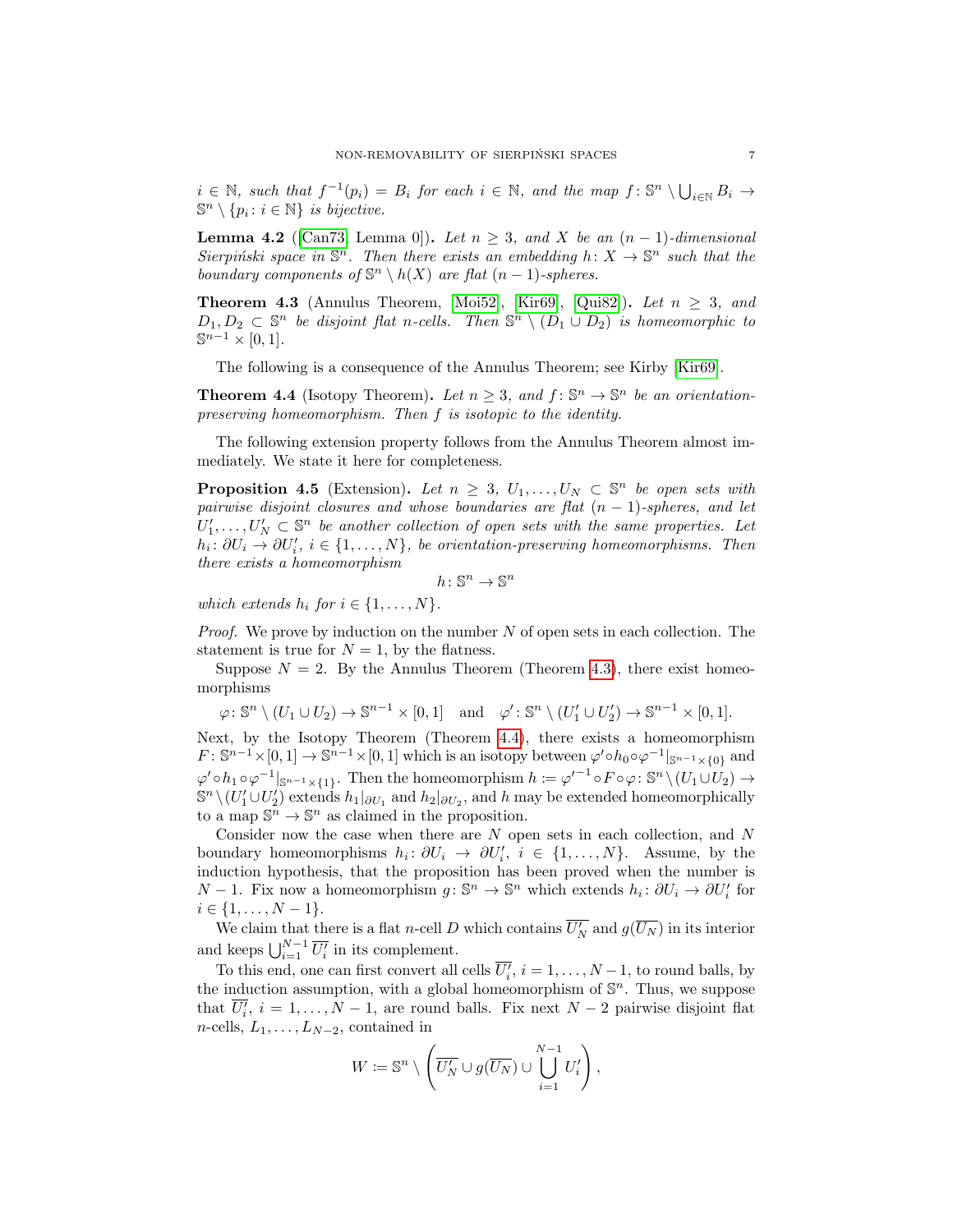$i \in \mathbb{N}$, *such that* $f^{-1}(p_i) = B_i$ *for each* $i \in \mathbb{N}$, *and the map* $f\colon \mathbb{S}^n \setminus \bigcup_{i\in\mathbb{N}} B_i \to \mathbb{S}^n \setminus \{p_i : i \in \mathbb{N}\}$ *is bijective.*

**Lemma 4.2** ([Can73, Lemma 0])**.** *Let* $n \geq 3$*, and* $X$ *be an* $(n-1)$*-dimensional Sierpiński space in* $\mathbb{S}^n$*. Then there exists an embedding* $h\colon X \to \mathbb{S}^n$ *such that the boundary components of* $\mathbb{S}^n \setminus h(X)$ *are flat* $(n-1)$*-spheres.*

**Theorem 4.3** (Annulus Theorem, [Moi52], [Kir69], [Qui82])**.** *Let* $n \geq 3$*, and* $D_1, D_2 \subset \mathbb{S}^n$ *be disjoint flat* $n$*-cells. Then* $\mathbb{S}^n \setminus (D_1 \cup D_2)$ *is homeomorphic to* $\mathbb{S}^{n-1} \times [0,1]$*.*

The following is a consequence of the Annulus Theorem; see Kirby [Kir69].

**Theorem 4.4** (Isotopy Theorem)**.** *Let* $n \geq 3$*, and* $f\colon \mathbb{S}^n \to \mathbb{S}^n$ *be an orientation-preserving homeomorphism. Then* $f$ *is isotopic to the identity.*

The following extension property follows from the Annulus Theorem almost immediately. We state it here for completeness.

**Proposition 4.5** (Extension)**.** *Let* $n \geq 3$*,* $U_1, \ldots, U_N \subset \mathbb{S}^n$ *be open sets with pairwise disjoint closures and whose boundaries are flat* $(n-1)$*-spheres, and let* $U'_1, \ldots, U'_N \subset \mathbb{S}^n$ *be another collection of open sets with the same properties. Let* $h_i\colon \partial U_i \to \partial U'_i$*,* $i \in \{1, \ldots, N\}$*, be orientation-preserving homeomorphisms. Then there exists a homeomorphism*

$$h\colon \mathbb{S}^n \to \mathbb{S}^n$$

*which extends* $h_i$ *for* $i \in \{1, \ldots, N\}$*.*

*Proof.* We prove by induction on the number $N$ of open sets in each collection. The statement is true for $N = 1$, by the flatness.

Suppose $N = 2$. By the Annulus Theorem (Theorem 4.3), there exist homeomorphisms

$$\varphi\colon \mathbb{S}^n \setminus (U_1 \cup U_2) \to \mathbb{S}^{n-1} \times [0,1] \quad \text{and} \quad \varphi'\colon \mathbb{S}^n \setminus (U'_1 \cup U'_2) \to \mathbb{S}^{n-1} \times [0,1].$$

Next, by the Isotopy Theorem (Theorem 4.4), there exists a homeomorphism $F\colon \mathbb{S}^{n-1} \times [0,1] \to \mathbb{S}^{n-1} \times [0,1]$ which is an isotopy between $\varphi' \circ h_0 \circ \varphi^{-1}|_{\mathbb{S}^{n-1} \times \{0\}}$ and $\varphi' \circ h_1 \circ \varphi^{-1}|_{\mathbb{S}^{n-1} \times \{1\}}$. Then the homeomorphism $h := {\varphi'}^{-1} \circ F \circ \varphi\colon \mathbb{S}^n \setminus (U_1 \cup U_2) \to \mathbb{S}^n \setminus (U'_1 \cup U'_2)$ extends $h_1|_{\partial U_1}$ and $h_2|_{\partial U_2}$, and $h$ may be extended homeomorphically to a map $\mathbb{S}^n \to \mathbb{S}^n$ as claimed in the proposition.

Consider now the case when there are $N$ open sets in each collection, and $N$ boundary homeomorphisms $h_i\colon \partial U_i \to \partial U'_i$, $i \in \{1, \ldots, N\}$. Assume, by the induction hypothesis, that the proposition has been proved when the number is $N-1$. Fix now a homeomorphism $g\colon \mathbb{S}^n \to \mathbb{S}^n$ which extends $h_i\colon \partial U_i \to \partial U'_i$ for $i \in \{1, \ldots, N-1\}$.

We claim that there is a flat $n$-cell $D$ which contains $\overline{U'_N}$ and $g(\overline{U_N})$ in its interior and keeps $\bigcup_{i=1}^{N-1} \overline{U'_i}$ in its complement.

To this end, one can first convert all cells $\overline{U'_i}$, $i = 1, \ldots, N-1$, to round balls, by the induction assumption, with a global homeomorphism of $\mathbb{S}^n$. Thus, we suppose that $\overline{U'_i}$, $i = 1, \ldots, N-1$, are round balls. Fix next $N-2$ pairwise disjoint flat $n$-cells, $L_1, \ldots, L_{N-2}$, contained in

$$W := \mathbb{S}^n \setminus \left( \overline{U'_N} \cup g(\overline{U_N}) \cup \bigcup_{i=1}^{N-1} U'_i \right),$$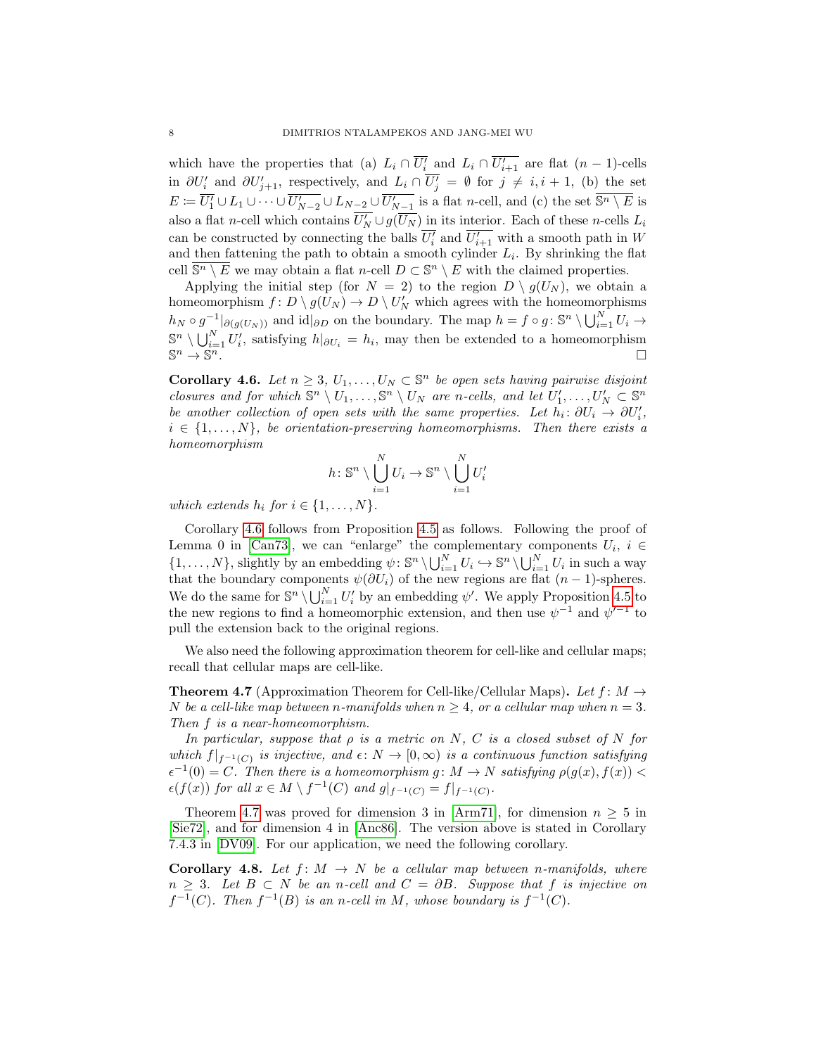which have the properties that (a) $L_i \cap \overline{U_i'}$ and $L_i \cap \overline{U_{i+1}'}$ are flat $(n-1)$-cells in $\partial U_i'$ and $\partial U_{j+1}'$, respectively, and $L_i \cap \overline{U_j'} = \emptyset$ for $j \neq i, i+1$, (b) the set $E \coloneqq \overline{U_1'} \cup L_1 \cup \cdots \cup \overline{U_{N-2}'} \cup L_{N-2} \cup \overline{U_{N-1}'}$ is a flat $n$-cell, and (c) the set $\overline{\mathbb{S}^n \setminus E}$ is also a flat $n$-cell which contains $\overline{U_N'} \cup g(\overline{U_N})$ in its interior. Each of these $n$-cells $L_i$ can be constructed by connecting the balls $\overline{U_i'}$ and $\overline{U_{i+1}'}$ with a smooth path in $W$ and then fattening the path to obtain a smooth cylinder $L_i$. By shrinking the flat cell $\overline{\mathbb{S}^n \setminus E}$ we may obtain a flat $n$-cell $D \subset \mathbb{S}^n \setminus E$ with the claimed properties.

Applying the initial step (for $N = 2$) to the region $D \setminus g(U_N)$, we obtain a homeomorphism $f \colon D \setminus g(U_N) \to D \setminus U_N'$ which agrees with the homeomorphisms $h_N \circ g^{-1}|_{\partial(g(U_N))}$ and $\mathrm{id}|_{\partial D}$ on the boundary. The map $h = f \circ g \colon \mathbb{S}^n \setminus \bigcup_{i=1}^N U_i \to \mathbb{S}^n \setminus \bigcup_{i=1}^N U_i'$, satisfying $h|_{\partial U_i} = h_i$, may then be extended to a homeomorphism $\mathbb{S}^n \to \mathbb{S}^n$. ☐

**Corollary 4.6.** *Let $n \geq 3$, $U_1, \dots, U_N \subset \mathbb{S}^n$ be open sets having pairwise disjoint closures and for which $\mathbb{S}^n \setminus U_1, \dots, \mathbb{S}^n \setminus U_N$ are $n$-cells, and let $U_1', \dots, U_N' \subset \mathbb{S}^n$ be another collection of open sets with the same properties. Let $h_i \colon \partial U_i \to \partial U_i'$, $i \in \{1, \dots, N\}$, be orientation-preserving homeomorphisms. Then there exists a homeomorphism*

$$h \colon \mathbb{S}^n \setminus \bigcup_{i=1}^N U_i \to \mathbb{S}^n \setminus \bigcup_{i=1}^N U_i'$$

*which extends $h_i$ for $i \in \{1, \dots, N\}$.*

Corollary 4.6 follows from Proposition 4.5 as follows. Following the proof of Lemma 0 in [Can73], we can "enlarge" the complementary components $U_i$, $i \in \{1, \dots, N\}$, slightly by an embedding $\psi \colon \mathbb{S}^n \setminus \bigcup_{i=1}^N U_i \hookrightarrow \mathbb{S}^n \setminus \bigcup_{i=1}^N U_i$ in such a way that the boundary components $\psi(\partial U_i)$ of the new regions are flat $(n-1)$-spheres. We do the same for $\mathbb{S}^n \setminus \bigcup_{i=1}^N U_i'$ by an embedding $\psi'$. We apply Proposition 4.5 to the new regions to find a homeomorphic extension, and then use $\psi^{-1}$ and $\psi'^{-1}$ to pull the extension back to the original regions.

We also need the following approximation theorem for cell-like and cellular maps; recall that cellular maps are cell-like.

**Theorem 4.7** (Approximation Theorem for Cell-like/Cellular Maps)**.** *Let $f \colon M \to N$ be a cell-like map between $n$-manifolds when $n \geq 4$, or a cellular map when $n = 3$. Then $f$ is a near-homeomorphism.*

*In particular, suppose that $\rho$ is a metric on $N$, $C$ is a closed subset of $N$ for which $f|_{f^{-1}(C)}$ is injective, and $\epsilon \colon N \to [0, \infty)$ is a continuous function satisfying $\epsilon^{-1}(0) = C$. Then there is a homeomorphism $g \colon M \to N$ satisfying $\rho(g(x), f(x)) < \epsilon(f(x))$ for all $x \in M \setminus f^{-1}(C)$ and $g|_{f^{-1}(C)} = f|_{f^{-1}(C)}$.*

Theorem 4.7 was proved for dimension 3 in [Arm71], for dimension $n \geq 5$ in [Sie72], and for dimension 4 in [Anc86]. The version above is stated in Corollary 7.4.3 in [DV09]. For our application, we need the following corollary.

**Corollary 4.8.** *Let $f \colon M \to N$ be a cellular map between $n$-manifolds, where $n \geq 3$. Let $B \subset N$ be an $n$-cell and $C = \partial B$. Suppose that $f$ is injective on $f^{-1}(C)$. Then $f^{-1}(B)$ is an $n$-cell in $M$, whose boundary is $f^{-1}(C)$.*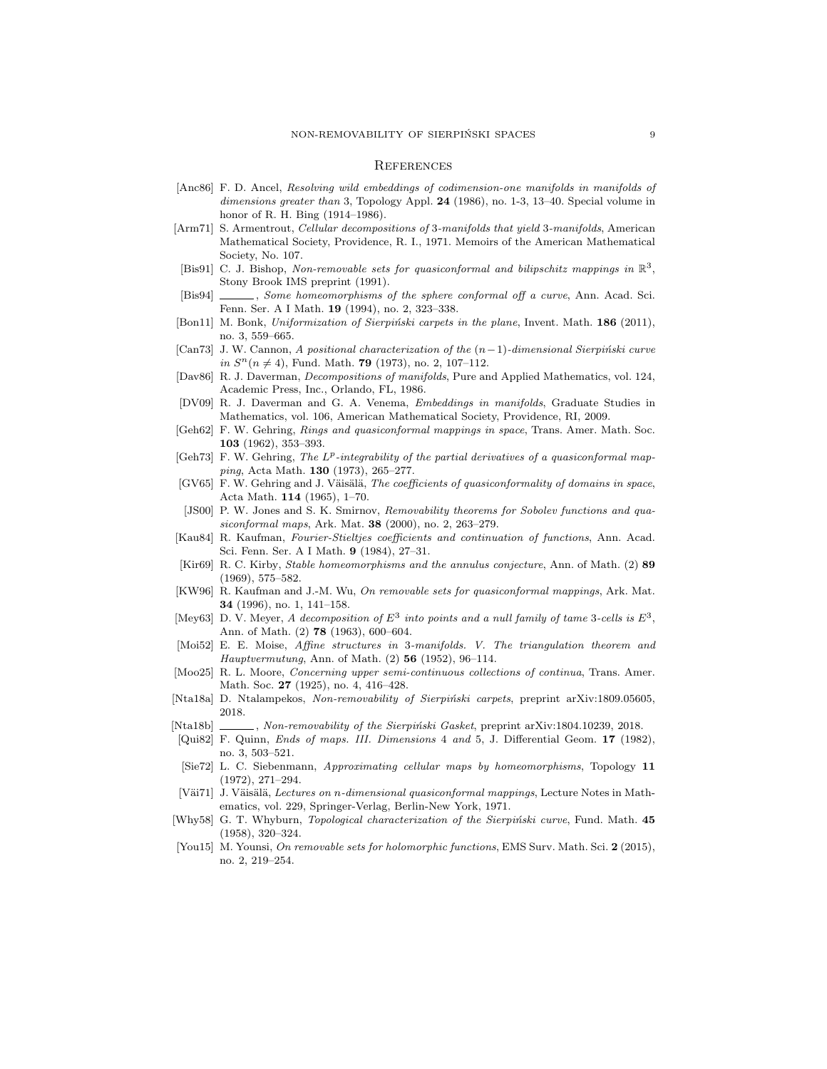## References

[Anc86] F. D. Ancel, *Resolving wild embeddings of codimension-one manifolds in manifolds of dimensions greater than* 3, Topology Appl. **24** (1986), no. 1-3, 13–40. Special volume in honor of R. H. Bing (1914–1986).

[Arm71] S. Armentrout, *Cellular decompositions of* 3*-manifolds that yield* 3*-manifolds*, American Mathematical Society, Providence, R. I., 1971. Memoirs of the American Mathematical Society, No. 107.

[Bis91] C. J. Bishop, *Non-removable sets for quasiconformal and bilipschitz mappings in* $\mathbb{R}^3$, Stony Brook IMS preprint (1991).

[Bis94] ______, *Some homeomorphisms of the sphere conformal off a curve*, Ann. Acad. Sci. Fenn. Ser. A I Math. **19** (1994), no. 2, 323–338.

[Bon11] M. Bonk, *Uniformization of Sierpiński carpets in the plane*, Invent. Math. **186** (2011), no. 3, 559–665.

[Can73] J. W. Cannon, *A positional characterization of the* $(n-1)$*-dimensional Sierpiński curve in* $S^n (n \neq 4)$, Fund. Math. **79** (1973), no. 2, 107–112.

[Dav86] R. J. Daverman, *Decompositions of manifolds*, Pure and Applied Mathematics, vol. 124, Academic Press, Inc., Orlando, FL, 1986.

[DV09] R. J. Daverman and G. A. Venema, *Embeddings in manifolds*, Graduate Studies in Mathematics, vol. 106, American Mathematical Society, Providence, RI, 2009.

[Geh62] F. W. Gehring, *Rings and quasiconformal mappings in space*, Trans. Amer. Math. Soc. **103** (1962), 353–393.

[Geh73] F. W. Gehring, *The* $L^p$*-integrability of the partial derivatives of a quasiconformal mapping*, Acta Math. **130** (1973), 265–277.

[GV65] F. W. Gehring and J. Väisälä, *The coefficients of quasiconformality of domains in space*, Acta Math. **114** (1965), 1–70.

[JS00] P. W. Jones and S. K. Smirnov, *Removability theorems for Sobolev functions and quasiconformal maps*, Ark. Mat. **38** (2000), no. 2, 263–279.

[Kau84] R. Kaufman, *Fourier-Stieltjes coefficients and continuation of functions*, Ann. Acad. Sci. Fenn. Ser. A I Math. **9** (1984), 27–31.

[Kir69] R. C. Kirby, *Stable homeomorphisms and the annulus conjecture*, Ann. of Math. (2) **89** (1969), 575–582.

[KW96] R. Kaufman and J.-M. Wu, *On removable sets for quasiconformal mappings*, Ark. Mat. **34** (1996), no. 1, 141–158.

[Mey63] D. V. Meyer, *A decomposition of* $E^3$ *into points and a null family of tame* 3*-cells is* $E^3$, Ann. of Math. (2) **78** (1963), 600–604.

[Moi52] E. E. Moise, *Affine structures in* 3*-manifolds. V. The triangulation theorem and Hauptvermutung*, Ann. of Math. (2) **56** (1952), 96–114.

[Moo25] R. L. Moore, *Concerning upper semi-continuous collections of continua*, Trans. Amer. Math. Soc. **27** (1925), no. 4, 416–428.

[Nta18a] D. Ntalampekos, *Non-removability of Sierpiński carpets*, preprint arXiv:1809.05605, 2018.

[Nta18b] ______, *Non-removability of the Sierpiński Gasket*, preprint arXiv:1804.10239, 2018.

[Qui82] F. Quinn, *Ends of maps. III. Dimensions* 4 *and* 5, J. Differential Geom. **17** (1982), no. 3, 503–521.

[Sie72] L. C. Siebenmann, *Approximating cellular maps by homeomorphisms*, Topology **11** (1972), 271–294.

[Väi71] J. Väisälä, *Lectures on n-dimensional quasiconformal mappings*, Lecture Notes in Mathematics, vol. 229, Springer-Verlag, Berlin-New York, 1971.

[Why58] G. T. Whyburn, *Topological characterization of the Sierpiński curve*, Fund. Math. **45** (1958), 320–324.

[You15] M. Younsi, *On removable sets for holomorphic functions*, EMS Surv. Math. Sci. **2** (2015), no. 2, 219–254.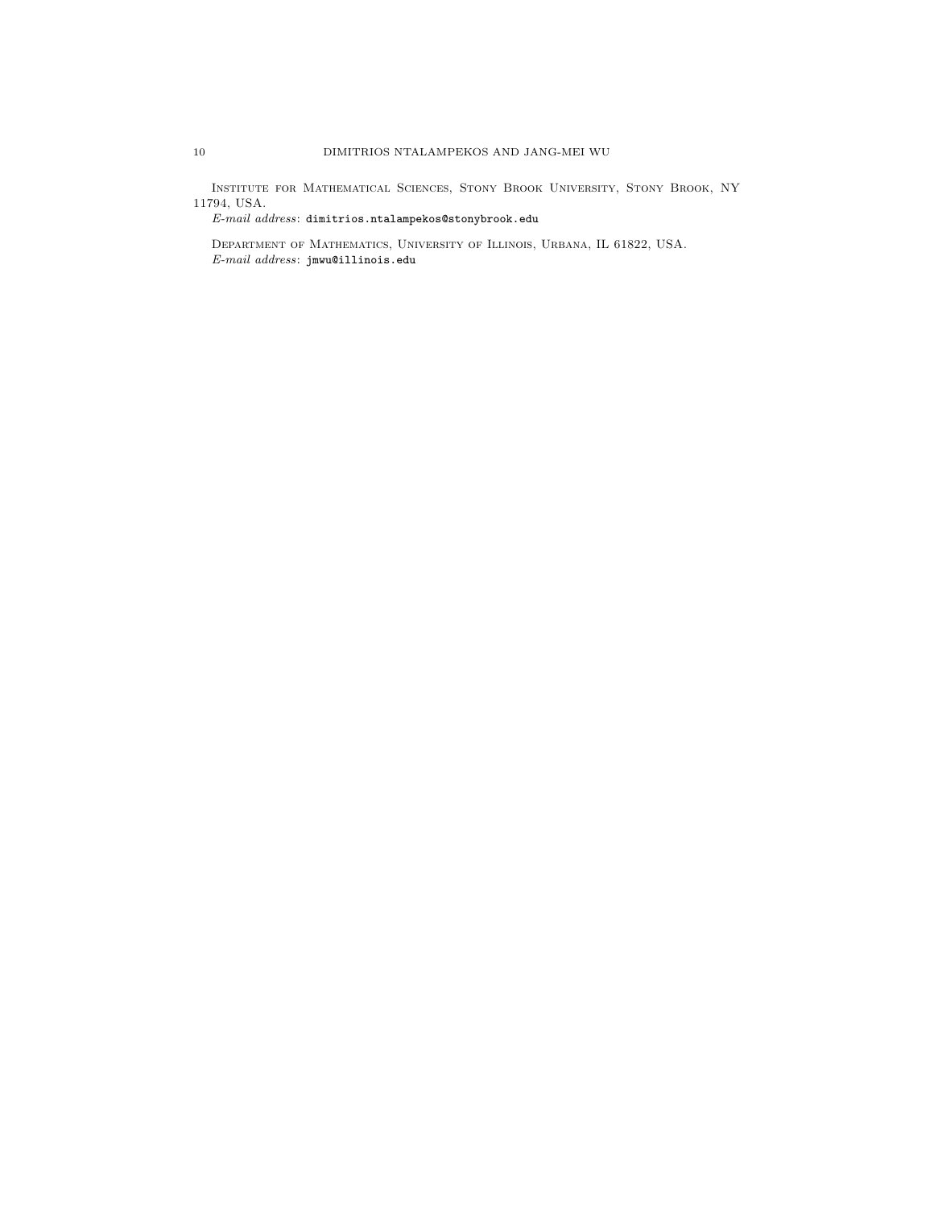Institute for Mathematical Sciences, Stony Brook University, Stony Brook, NY 11794, USA.

*E-mail address*: dimitrios.ntalampekos@stonybrook.edu

Department of Mathematics, University of Illinois, Urbana, IL 61822, USA.

*E-mail address*: jmwu@illinois.edu